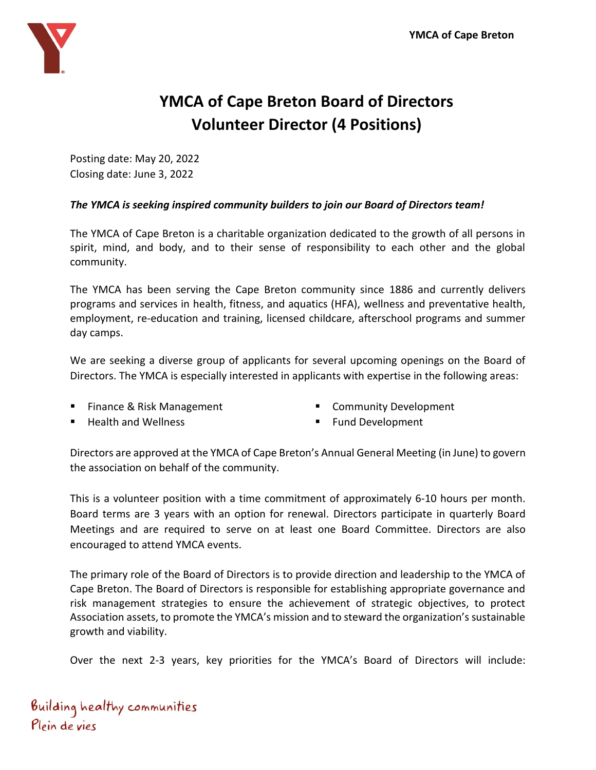# YMCA of Cape Breton Board of Directors
# Volunteer Director (4 Positions)

Posting date: May 20, 2022
Closing date: June 3, 2022

***The YMCA is seeking inspired community builders to join our Board of Directors team!***

The YMCA of Cape Breton is a charitable organization dedicated to the growth of all persons in spirit, mind, and body, and to their sense of responsibility to each other and the global community.

The YMCA has been serving the Cape Breton community since 1886 and currently delivers programs and services in health, fitness, and aquatics (HFA), wellness and preventative health, employment, re-education and training, licensed childcare, afterschool programs and summer day camps.

We are seeking a diverse group of applicants for several upcoming openings on the Board of Directors. The YMCA is especially interested in applicants with expertise in the following areas:

- Finance & Risk Management
- Health and Wellness
- Community Development
- Fund Development

Directors are approved at the YMCA of Cape Breton's Annual General Meeting (in June) to govern the association on behalf of the community.

This is a volunteer position with a time commitment of approximately 6-10 hours per month. Board terms are 3 years with an option for renewal. Directors participate in quarterly Board Meetings and are required to serve on at least one Board Committee. Directors are also encouraged to attend YMCA events.

The primary role of the Board of Directors is to provide direction and leadership to the YMCA of Cape Breton. The Board of Directors is responsible for establishing appropriate governance and risk management strategies to ensure the achievement of strategic objectives, to protect Association assets, to promote the YMCA's mission and to steward the organization's sustainable growth and viability.

Over the next 2-3 years, key priorities for the YMCA's Board of Directors will include: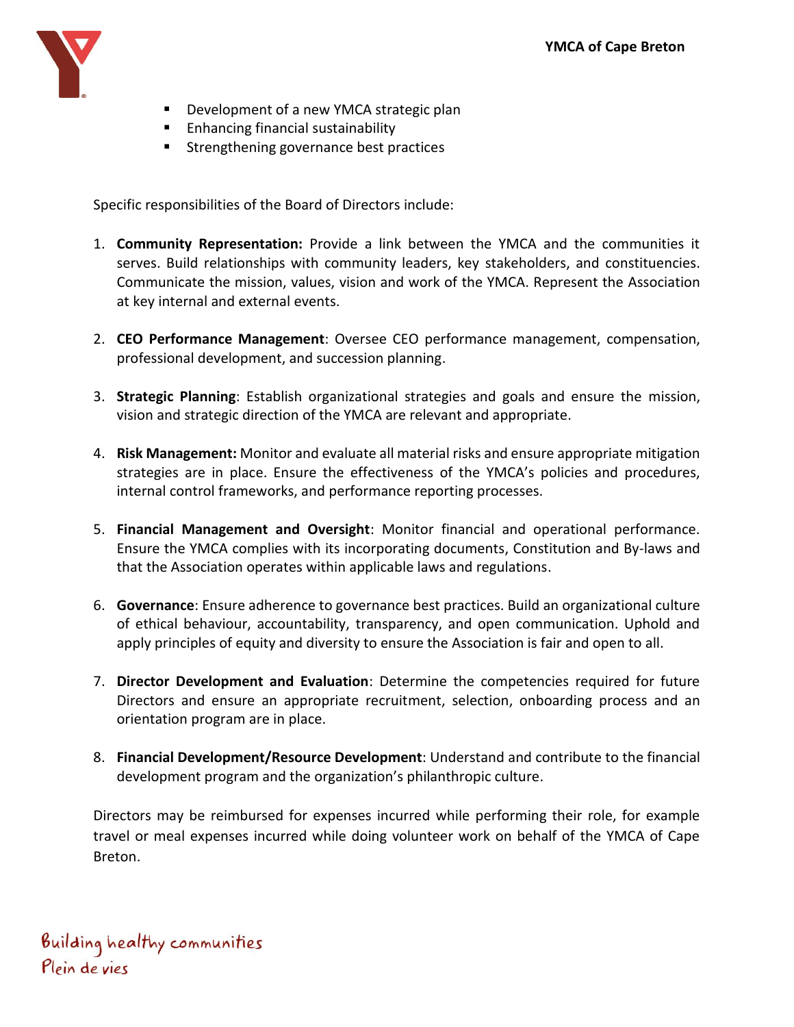- Development of a new YMCA strategic plan
- Enhancing financial sustainability
- Strengthening governance best practices

Specific responsibilities of the Board of Directors include:

1. **Community Representation:** Provide a link between the YMCA and the communities it serves. Build relationships with community leaders, key stakeholders, and constituencies. Communicate the mission, values, vision and work of the YMCA. Represent the Association at key internal and external events.

2. **CEO Performance Management**: Oversee CEO performance management, compensation, professional development, and succession planning.

3. **Strategic Planning**: Establish organizational strategies and goals and ensure the mission, vision and strategic direction of the YMCA are relevant and appropriate.

4. **Risk Management:** Monitor and evaluate all material risks and ensure appropriate mitigation strategies are in place. Ensure the effectiveness of the YMCA's policies and procedures, internal control frameworks, and performance reporting processes.

5. **Financial Management and Oversight**: Monitor financial and operational performance. Ensure the YMCA complies with its incorporating documents, Constitution and By-laws and that the Association operates within applicable laws and regulations.

6. **Governance**: Ensure adherence to governance best practices. Build an organizational culture of ethical behaviour, accountability, transparency, and open communication. Uphold and apply principles of equity and diversity to ensure the Association is fair and open to all.

7. **Director Development and Evaluation**: Determine the competencies required for future Directors and ensure an appropriate recruitment, selection, onboarding process and an orientation program are in place.

8. **Financial Development/Resource Development**: Understand and contribute to the financial development program and the organization's philanthropic culture.

Directors may be reimbursed for expenses incurred while performing their role, for example travel or meal expenses incurred while doing volunteer work on behalf of the YMCA of Cape Breton.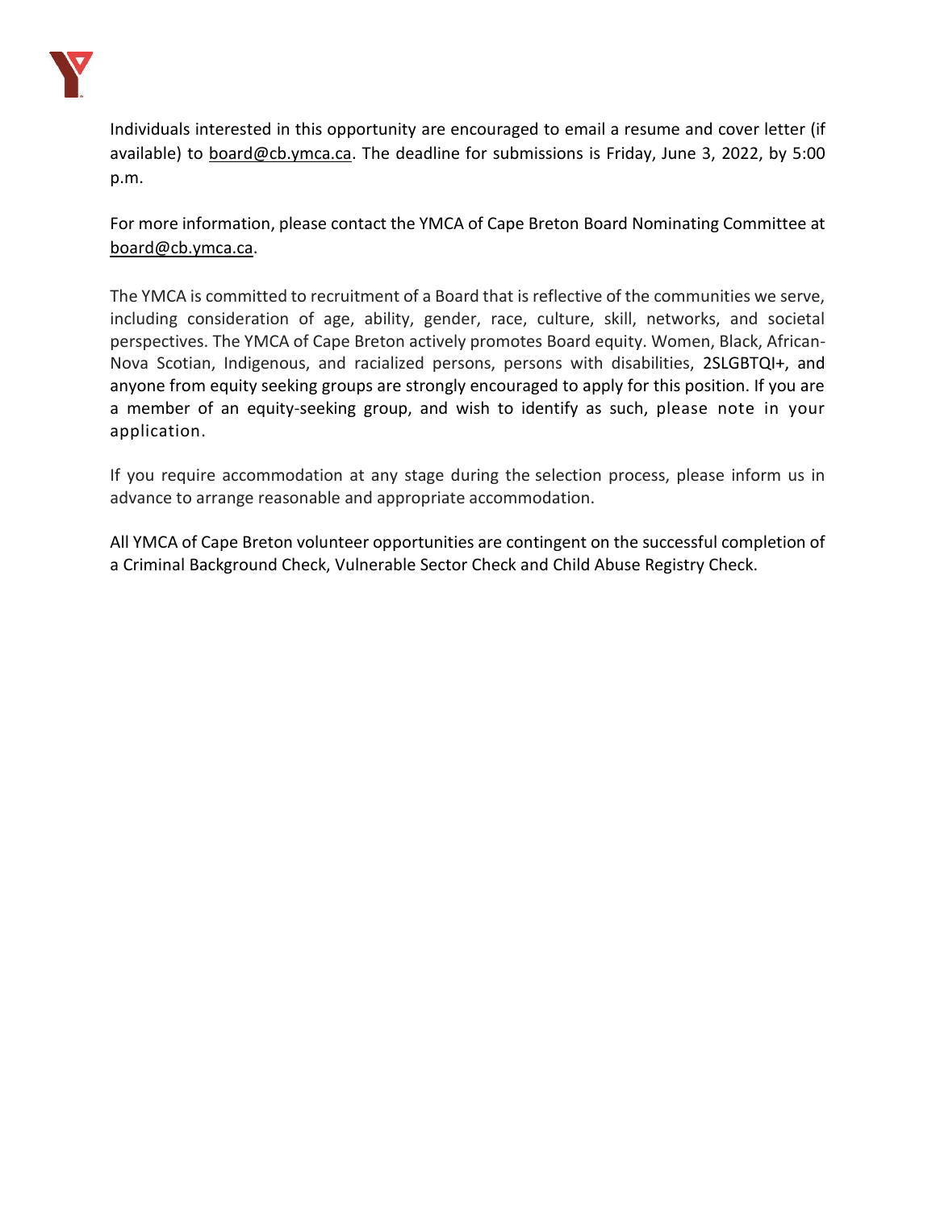Individuals interested in this opportunity are encouraged to email a resume and cover letter (if available) to board@cb.ymca.ca. The deadline for submissions is Friday, June 3, 2022, by 5:00 p.m.

For more information, please contact the YMCA of Cape Breton Board Nominating Committee at board@cb.ymca.ca.

The YMCA is committed to recruitment of a Board that is reflective of the communities we serve, including consideration of age, ability, gender, race, culture, skill, networks, and societal perspectives. The YMCA of Cape Breton actively promotes Board equity. Women, Black, African-Nova Scotian, Indigenous, and racialized persons, persons with disabilities, 2SLGBTQI+, and anyone from equity seeking groups are strongly encouraged to apply for this position. If you are a member of an equity-seeking group, and wish to identify as such, please note in your application.

If you require accommodation at any stage during the selection process, please inform us in advance to arrange reasonable and appropriate accommodation.

All YMCA of Cape Breton volunteer opportunities are contingent on the successful completion of a Criminal Background Check, Vulnerable Sector Check and Child Abuse Registry Check.